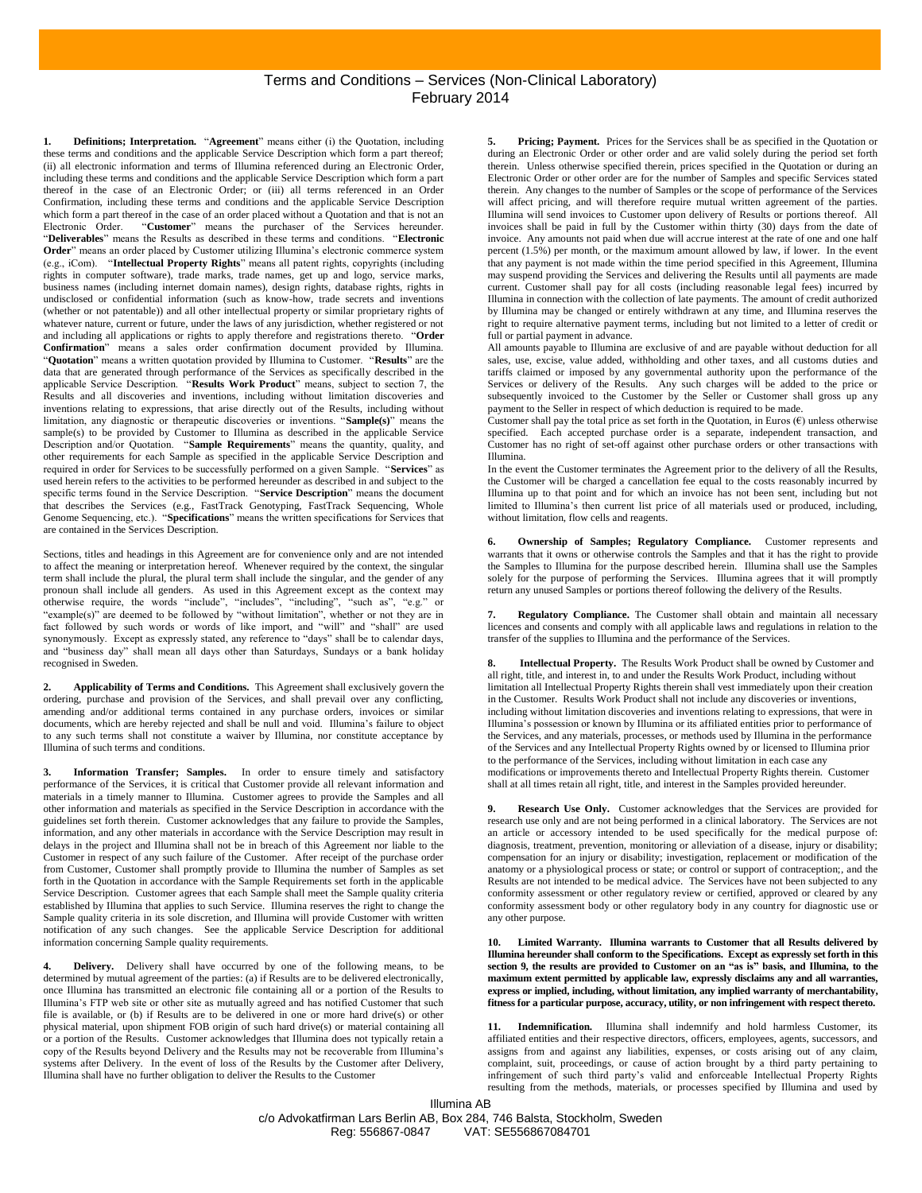# Terms and Conditions – Services (Non-Clinical Laboratory)
February 2014

**1. Definitions; Interpretation.** "**Agreement**" means either (i) the Quotation, including these terms and conditions and the applicable Service Description which form a part thereof; (ii) all electronic information and terms of Illumina referenced during an Electronic Order, including these terms and conditions and the applicable Service Description which form a part thereof in the case of an Electronic Order; or (iii) all terms referenced in an Order Confirmation, including these terms and conditions and the applicable Service Description which form a part thereof in the case of an order placed without a Quotation and that is not an Electronic Order. "**Customer**" means the purchaser of the Services hereunder. "**Deliverables**" means the Results as described in these terms and conditions. "**Electronic Order**" means an order placed by Customer utilizing Illumina's electronic commerce system (e.g., iCom). "**Intellectual Property Rights**" means all patent rights, copyrights (including rights in computer software), trade marks, trade names, get up and logo, service marks, business names (including internet domain names), design rights, database rights, rights in undisclosed or confidential information (such as know-how, trade secrets and inventions (whether or not patentable)) and all other intellectual property or similar proprietary rights of whatever nature, current or future, under the laws of any jurisdiction, whether registered or not and including all applications or rights to apply therefore and registrations thereto. "**Order Confirmation**" means a sales order confirmation document provided by Illumina. "**Quotation**" means a written quotation provided by Illumina to Customer. "**Results**" are the data that are generated through performance of the Services as specifically described in the applicable Service Description. "**Results Work Product**" means, subject to section 7, the Results and all discoveries and inventions, including without limitation discoveries and inventions relating to expressions, that arise directly out of the Results, including without limitation, any diagnostic or therapeutic discoveries or inventions. "**Sample(s)**" means the sample(s) to be provided by Customer to Illumina as described in the applicable Service Description and/or Quotation. "**Sample Requirements**" means the quantity, quality, and other requirements for each Sample as specified in the applicable Service Description and required in order for Services to be successfully performed on a given Sample. "**Services**" as used herein refers to the activities to be performed hereunder as described in and subject to the specific terms found in the Service Description. "**Service Description**" means the document that describes the Services (e.g., FastTrack Genotyping, FastTrack Sequencing, Whole Genome Sequencing, etc.). "**Specifications**" means the written specifications for Services that are contained in the Services Description.

Sections, titles and headings in this Agreement are for convenience only and are not intended to affect the meaning or interpretation hereof. Whenever required by the context, the singular term shall include the plural, the plural term shall include the singular, and the gender of any pronoun shall include all genders. As used in this Agreement except as the context may otherwise require, the words "include", "includes", "including", "such as", "e.g." or "example(s)" are deemed to be followed by "without limitation", whether or not they are in fact followed by such words or words of like import, and "will" and "shall" are used synonymously. Except as expressly stated, any reference to "days" shall be to calendar days, and "business day" shall mean all days other than Saturdays, Sundays or a bank holiday recognised in Sweden.

**2. Applicability of Terms and Conditions.** This Agreement shall exclusively govern the ordering, purchase and provision of the Services, and shall prevail over any conflicting, amending and/or additional terms contained in any purchase orders, invoices or similar documents, which are hereby rejected and shall be null and void. Illumina's failure to object to any such terms shall not constitute a waiver by Illumina, nor constitute acceptance by Illumina of such terms and conditions.

**3. Information Transfer; Samples.** In order to ensure timely and satisfactory performance of the Services, it is critical that Customer provide all relevant information and materials in a timely manner to Illumina. Customer agrees to provide the Samples and all other information and materials as specified in the Service Description in accordance with the guidelines set forth therein. Customer acknowledges that any failure to provide the Samples, information, and any other materials in accordance with the Service Description may result in delays in the project and Illumina shall not be in breach of this Agreement nor liable to the Customer in respect of any such failure of the Customer. After receipt of the purchase order from Customer, Customer shall promptly provide to Illumina the number of Samples as set forth in the Quotation in accordance with the Sample Requirements set forth in the applicable Service Description. Customer agrees that each Sample shall meet the Sample quality criteria established by Illumina that applies to such Service. Illumina reserves the right to change the Sample quality criteria in its sole discretion, and Illumina will provide Customer with written notification of any such changes. See the applicable Service Description for additional information concerning Sample quality requirements.

**4. Delivery.** Delivery shall have occurred by one of the following means, to be determined by mutual agreement of the parties: (a) if Results are to be delivered electronically, once Illumina has transmitted an electronic file containing all or a portion of the Results to Illumina's FTP web site or other site as mutually agreed and has notified Customer that such file is available, or (b) if Results are to be delivered in one or more hard drive(s) or other physical material, upon shipment FOB origin of such hard drive(s) or material containing all or a portion of the Results. Customer acknowledges that Illumina does not typically retain a copy of the Results beyond Delivery and the Results may not be recoverable from Illumina's systems after Delivery. In the event of loss of the Results by the Customer after Delivery, Illumina shall have no further obligation to deliver the Results to the Customer

**5. Pricing; Payment.** Prices for the Services shall be as specified in the Quotation or during an Electronic Order or other order and are valid solely during the period set forth therein. Unless otherwise specified therein, prices specified in the Quotation or during an Electronic Order or other order are for the number of Samples and specific Services stated therein. Any changes to the number of Samples or the scope of performance of the Services will affect pricing, and will therefore require mutual written agreement of the parties. Illumina will send invoices to Customer upon delivery of Results or portions thereof. All invoices shall be paid in full by the Customer within thirty (30) days from the date of invoice. Any amounts not paid when due will accrue interest at the rate of one and one half percent (1.5%) per month, or the maximum amount allowed by law, if lower. In the event that any payment is not made within the time period specified in this Agreement, Illumina may suspend providing the Services and delivering the Results until all payments are made current. Customer shall pay for all costs (including reasonable legal fees) incurred by Illumina in connection with the collection of late payments. The amount of credit authorized by Illumina may be changed or entirely withdrawn at any time, and Illumina reserves the right to require alternative payment terms, including but not limited to a letter of credit or full or partial payment in advance.

All amounts payable to Illumina are exclusive of and are payable without deduction for all sales, use, excise, value added, withholding and other taxes, and all customs duties and tariffs claimed or imposed by any governmental authority upon the performance of the Services or delivery of the Results. Any such charges will be added to the price or subsequently invoiced to the Customer by the Seller or Customer shall gross up any payment to the Seller in respect of which deduction is required to be made.

Customer shall pay the total price as set forth in the Quotation, in Euros (€) unless otherwise specified. Each accepted purchase order is a separate, independent transaction, and Customer has no right of set-off against other purchase orders or other transactions with Illumina.

In the event the Customer terminates the Agreement prior to the delivery of all the Results, the Customer will be charged a cancellation fee equal to the costs reasonably incurred by Illumina up to that point and for which an invoice has not been sent, including but not limited to Illumina's then current list price of all materials used or produced, including, without limitation, flow cells and reagents.

**6. Ownership of Samples; Regulatory Compliance.** Customer represents and warrants that it owns or otherwise controls the Samples and that it has the right to provide the Samples to Illumina for the purpose described herein. Illumina shall use the Samples solely for the purpose of performing the Services. Illumina agrees that it will promptly return any unused Samples or portions thereof following the delivery of the Results.

**7. Regulatory Compliance.** The Customer shall obtain and maintain all necessary licences and consents and comply with all applicable laws and regulations in relation to the transfer of the supplies to Illumina and the performance of the Services.

**8. Intellectual Property.** The Results Work Product shall be owned by Customer and all right, title, and interest in, to and under the Results Work Product, including without limitation all Intellectual Property Rights therein shall vest immediately upon their creation in the Customer. Results Work Product shall not include any discoveries or inventions, including without limitation discoveries and inventions relating to expressions, that were in Illumina's possession or known by Illumina or its affiliated entities prior to performance of the Services, and any materials, processes, or methods used by Illumina in the performance of the Services and any Intellectual Property Rights owned by or licensed to Illumina prior to the performance of the Services, including without limitation in each case any modifications or improvements thereto and Intellectual Property Rights therein. Customer shall at all times retain all right, title, and interest in the Samples provided hereunder.

**9. Research Use Only.** Customer acknowledges that the Services are provided for research use only and are not being performed in a clinical laboratory. The Services are not an article or accessory intended to be used specifically for the medical purpose of: diagnosis, treatment, prevention, monitoring or alleviation of a disease, injury or disability; compensation for an injury or disability; investigation, replacement or modification of the anatomy or a physiological process or state; or control or support of contraception;, and the Results are not intended to be medical advice. The Services have not been subjected to any conformity assessment or other regulatory review or certified, approved or cleared by any conformity assessment body or other regulatory body in any country for diagnostic use or any other purpose.

**10. Limited Warranty. Illumina warrants to Customer that all Results delivered by Illumina hereunder shall conform to the Specifications. Except as expressly set forth in this section 9, the results are provided to Customer on an "as is" basis, and Illumina, to the maximum extent permitted by applicable law, expressly disclaims any and all warranties, express or implied, including, without limitation, any implied warranty of merchantability, fitness for a particular purpose, accuracy, utility, or non infringement with respect thereto.**

**11. Indemnification.** Illumina shall indemnify and hold harmless Customer, its affiliated entities and their respective directors, officers, employees, agents, successors, and assigns from and against any liabilities, expenses, or costs arising out of any claim, complaint, suit, proceedings, or cause of action brought by a third party pertaining to infringement of such third party's valid and enforceable Intellectual Property Rights resulting from the methods, materials, or processes specified by Illumina and used by

Illumina AB
c/o Advokatfirman Lars Berlin AB, Box 284, 746 Balsta, Stockholm, Sweden
Reg: 556867-0847 VAT: SE556867084701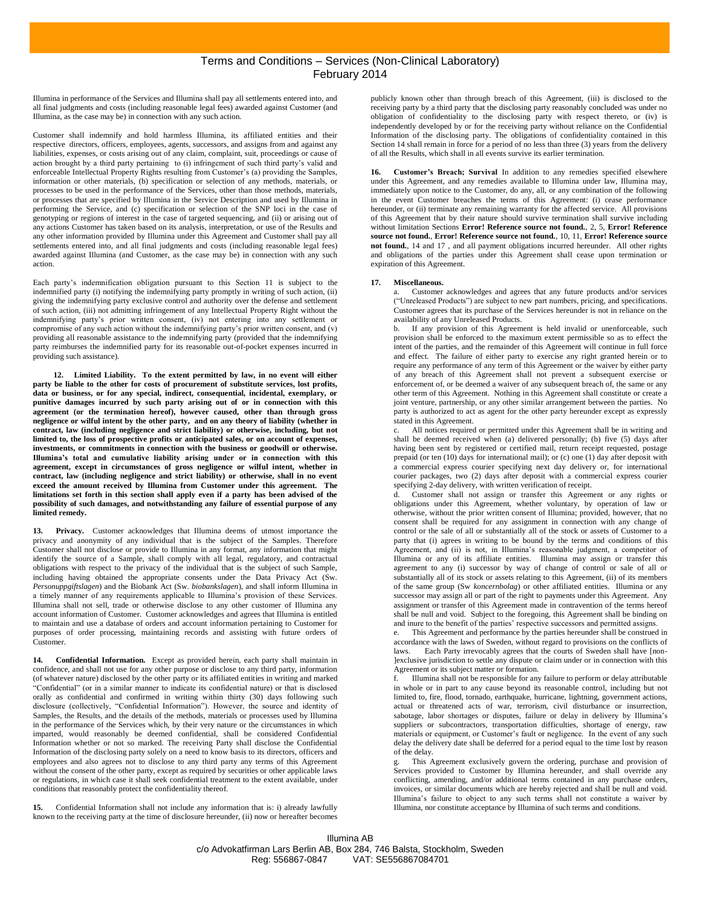Illumina in performance of the Services and Illumina shall pay all settlements entered into, and all final judgments and costs (including reasonable legal fees) awarded against Customer (and Illumina, as the case may be) in connection with any such action.

Customer shall indemnify and hold harmless Illumina, its affiliated entities and their respective directors, officers, employees, agents, successors, and assigns from and against any liabilities, expenses, or costs arising out of any claim, complaint, suit, proceedings or cause of action brought by a third party pertaining to (i) infringement of such third party's valid and enforceable Intellectual Property Rights resulting from Customer's (a) providing the Samples, information or other materials, (b) specification or selection of any methods, materials, or processes to be used in the performance of the Services, other than those methods, materials, or processes that are specified by Illumina in the Service Description and used by Illumina in performing the Service, and (c) specification or selection of the SNP loci in the case of genotyping or regions of interest in the case of targeted sequencing, and (ii) or arising out of any actions Customer has taken based on its analysis, interpretation, or use of the Results and any other information provided by Illumina under this Agreement and Customer shall pay all settlements entered into, and all final judgments and costs (including reasonable legal fees) awarded against Illumina (and Customer, as the case may be) in connection with any such action.

Each party's indemnification obligation pursuant to this Section 11 is subject to the indemnified party (i) notifying the indemnifying party promptly in writing of such action, (ii) giving the indemnifying party exclusive control and authority over the defense and settlement of such action, (iii) not admitting infringement of any Intellectual Property Right without the indemnifying party's prior written consent, (iv) not entering into any settlement or compromise of any such action without the indemnifying party's prior written consent, and (v) providing all reasonable assistance to the indemnifying party (provided that the indemnifying party reimburses the indemnified party for its reasonable out-of-pocket expenses incurred in providing such assistance).

**12. Limited Liability. To the extent permitted by law, in no event will either party be liable to the other for costs of procurement of substitute services, lost profits, data or business, or for any special, indirect, consequential, incidental, exemplary, or punitive damages incurred by such party arising out of or in connection with this agreement (or the termination hereof), however caused, other than through gross negligence or wilful intent by the other party, and on any theory of liability (whether in contract, law (including negligence and strict liability) or otherwise, including, but not limited to, the loss of prospective profits or anticipated sales, or on account of expenses, investments, or commitments in connection with the business or goodwill or otherwise. Illumina's total and cumulative liability arising under or in connection with this agreement, except in circumstances of gross negligence or wilful intent, whether in contract, law (including negligence and strict liability) or otherwise, shall in no event exceed the amount received by Illumina from Customer under this agreement. The limitations set forth in this section shall apply even if a party has been advised of the possibility of such damages, and notwithstanding any failure of essential purpose of any limited remedy.**

**13. Privacy.** Customer acknowledges that Illumina deems of utmost importance the privacy and anonymity of any individual that is the subject of the Samples. Therefore Customer shall not disclose or provide to Illumina in any format, any information that might identify the source of a Sample, shall comply with all legal, regulatory, and contractual obligations with respect to the privacy of the individual that is the subject of such Sample, including having obtained the appropriate consents under the Data Privacy Act (Sw. *Personuppgiftslagen*) and the Biobank Act (Sw. *biobankslagen*), and shall inform Illumina in a timely manner of any requirements applicable to Illumina's provision of these Services. Illumina shall not sell, trade or otherwise disclose to any other customer of Illumina any account information of Customer. Customer acknowledges and agrees that Illumina is entitled to maintain and use a database of orders and account information pertaining to Customer for purposes of order processing, maintaining records and assisting with future orders of Customer.

**14. Confidential Information.** Except as provided herein, each party shall maintain in confidence, and shall not use for any other purpose or disclose to any third party, information (of whatever nature) disclosed by the other party or its affiliated entities in writing and marked "Confidential" (or in a similar manner to indicate its confidential nature) or that is disclosed orally as confidential and confirmed in writing within thirty (30) days following such disclosure (collectively, "Confidential Information"). However, the source and identity of Samples, the Results, and the details of the methods, materials or processes used by Illumina in the performance of the Services which, by their very nature or the circumstances in which imparted, would reasonably be deemed confidential, shall be considered Confidential Information whether or not so marked. The receiving Party shall disclose the Confidential Information of the disclosing party solely on a need to know basis to its directors, officers and employees and also agrees not to disclose to any third party any terms of this Agreement without the consent of the other party, except as required by securities or other applicable laws or regulations, in which case it shall seek confidential treatment to the extent available, under conditions that reasonably protect the confidentiality thereof.

**15.** Confidential Information shall not include any information that is: i) already lawfully known to the receiving party at the time of disclosure hereunder, (ii) now or hereafter becomes publicly known other than through breach of this Agreement, (iii) is disclosed to the receiving party by a third party that the disclosing party reasonably concluded was under no obligation of confidentiality to the disclosing party with respect thereto, or (iv) is independently developed by or for the receiving party without reliance on the Confidential Information of the disclosing party. The obligations of confidentiality contained in this Section 14 shall remain in force for a period of no less than three (3) years from the delivery of all the Results, which shall in all events survive its earlier termination.

**16. Customer's Breach; Survival** In addition to any remedies specified elsewhere under this Agreement, and any remedies available to Illumina under law, Illumina may, immediately upon notice to the Customer, do any, all, or any combination of the following in the event Customer breaches the terms of this Agreement: (i) cease performance hereunder, or (ii) terminate any remaining warranty for the affected service. All provisions of this Agreement that by their nature should survive termination shall survive including without limitation Sections **Error! Reference source not found.**, 2, 5, **Error! Reference source not found.**, **Error! Reference source not found.**, 10, 11, **Error! Reference source not found.**, 14 and 17 , and all payment obligations incurred hereunder. All other rights and obligations of the parties under this Agreement shall cease upon termination or expiration of this Agreement.

**17. Miscellaneous.**

a. Customer acknowledges and agrees that any future products and/or services ("Unreleased Products") are subject to new part numbers, pricing, and specifications. Customer agrees that its purchase of the Services hereunder is not in reliance on the availability of any Unreleased Products.

b. If any provision of this Agreement is held invalid or unenforceable, such provision shall be enforced to the maximum extent permissible so as to effect the intent of the parties, and the remainder of this Agreement will continue in full force and effect. The failure of either party to exercise any right granted herein or to require any performance of any term of this Agreement or the waiver by either party of any breach of this Agreement shall not prevent a subsequent exercise or enforcement of, or be deemed a waiver of any subsequent breach of, the same or any other term of this Agreement. Nothing in this Agreement shall constitute or create a joint venture, partnership, or any other similar arrangement between the parties. No party is authorized to act as agent for the other party hereunder except as expressly stated in this Agreement.

c. All notices required or permitted under this Agreement shall be in writing and shall be deemed received when (a) delivered personally; (b) five (5) days after having been sent by registered or certified mail, return receipt requested, postage prepaid (or ten (10) days for international mail); or (c) one (1) day after deposit with a commercial express courier specifying next day delivery or, for international courier packages, two (2) days after deposit with a commercial express courier specifying 2-day delivery, with written verification of receipt.

d. Customer shall not assign or transfer this Agreement or any rights or obligations under this Agreement, whether voluntary, by operation of law or otherwise, without the prior written consent of Illumina; provided, however, that no consent shall be required for any assignment in connection with any change of control or the sale of all or substantially all of the stock or assets of Customer to a party that (i) agrees in writing to be bound by the terms and conditions of this Agreement, and (ii) is not, in Illumina's reasonable judgment, a competitor of Illumina or any of its affiliate entities. Illumina may assign or transfer this agreement to any (i) successor by way of change of control or sale of all or substantially all of its stock or assets relating to this Agreement, (ii) of its members of the same group (Sw *koncernbolag*) or other affiliated entities. Illumina or any successor may assign all or part of the right to payments under this Agreement. Any assignment or transfer of this Agreement made in contravention of the terms hereof shall be null and void. Subject to the foregoing, this Agreement shall be binding on and inure to the benefit of the parties' respective successors and permitted assigns.

e. This Agreement and performance by the parties hereunder shall be construed in accordance with the laws of Sweden, without regard to provisions on the conflicts of laws. Each Party irrevocably agrees that the courts of Sweden shall have [non-]exclusive jurisdiction to settle any dispute or claim under or in connection with this Agreement or its subject matter or formation.

f. Illumina shall not be responsible for any failure to perform or delay attributable in whole or in part to any cause beyond its reasonable control, including but not limited to, fire, flood, tornado, earthquake, hurricane, lightning, government actions, actual or threatened acts of war, terrorism, civil disturbance or insurrection, sabotage, labor shortages or disputes, failure or delay in delivery by Illumina's suppliers or subcontractors, transportation difficulties, shortage of energy, raw materials or equipment, or Customer's fault or negligence. In the event of any such delay the delivery date shall be deferred for a period equal to the time lost by reason of the delay.

g. This Agreement exclusively govern the ordering, purchase and provision of Services provided to Customer by Illumina hereunder, and shall override any conflicting, amending, and/or additional terms contained in any purchase orders, invoices, or similar documents which are hereby rejected and shall be null and void. Illumina's failure to object to any such terms shall not constitute a waiver by Illumina, nor constitute acceptance by Illumina of such terms and conditions.

Illumina AB
c/o Advokatfirman Lars Berlin AB, Box 284, 746 Balsta, Stockholm, Sweden
Reg: 556867-0847 VAT: SE556867084701